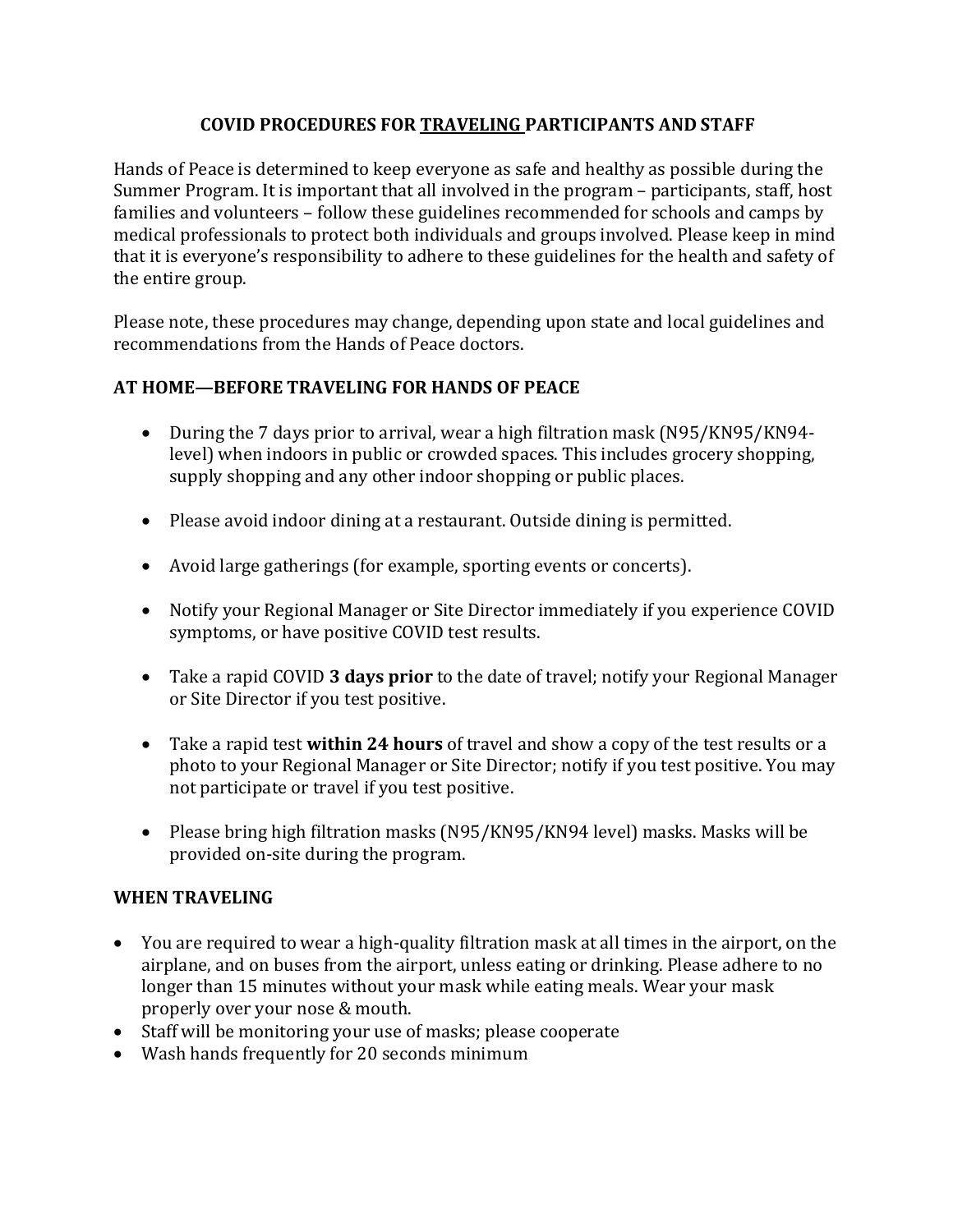# COVID PROCEDURES FOR TRAVELING PARTICIPANTS AND STAFF

Hands of Peace is determined to keep everyone as safe and healthy as possible during the Summer Program. It is important that all involved in the program – participants, staff, host families and volunteers – follow these guidelines recommended for schools and camps by medical professionals to protect both individuals and groups involved. Please keep in mind that it is everyone's responsibility to adhere to these guidelines for the health and safety of the entire group.

Please note, these procedures may change, depending upon state and local guidelines and recommendations from the Hands of Peace doctors.

## AT HOME—BEFORE TRAVELING FOR HANDS OF PEACE

- During the 7 days prior to arrival, wear a high filtration mask (N95/KN95/KN94-level) when indoors in public or crowded spaces. This includes grocery shopping, supply shopping and any other indoor shopping or public places.
- Please avoid indoor dining at a restaurant. Outside dining is permitted.
- Avoid large gatherings (for example, sporting events or concerts).
- Notify your Regional Manager or Site Director immediately if you experience COVID symptoms, or have positive COVID test results.
- Take a rapid COVID **3 days prior** to the date of travel; notify your Regional Manager or Site Director if you test positive.
- Take a rapid test **within 24 hours** of travel and show a copy of the test results or a photo to your Regional Manager or Site Director; notify if you test positive. You may not participate or travel if you test positive.
- Please bring high filtration masks (N95/KN95/KN94 level) masks. Masks will be provided on-site during the program.

## WHEN TRAVELING

- You are required to wear a high-quality filtration mask at all times in the airport, on the airplane, and on buses from the airport, unless eating or drinking. Please adhere to no longer than 15 minutes without your mask while eating meals. Wear your mask properly over your nose & mouth.
- Staff will be monitoring your use of masks; please cooperate
- Wash hands frequently for 20 seconds minimum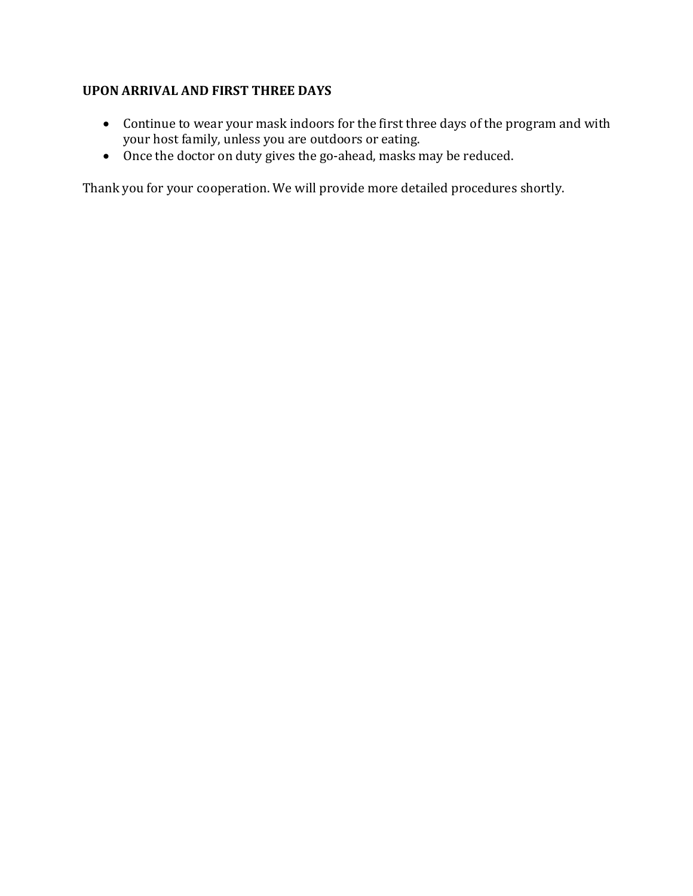**UPON ARRIVAL AND FIRST THREE DAYS**

- Continue to wear your mask indoors for the first three days of the program and with your host family, unless you are outdoors or eating.
- Once the doctor on duty gives the go-ahead, masks may be reduced.

Thank you for your cooperation. We will provide more detailed procedures shortly.